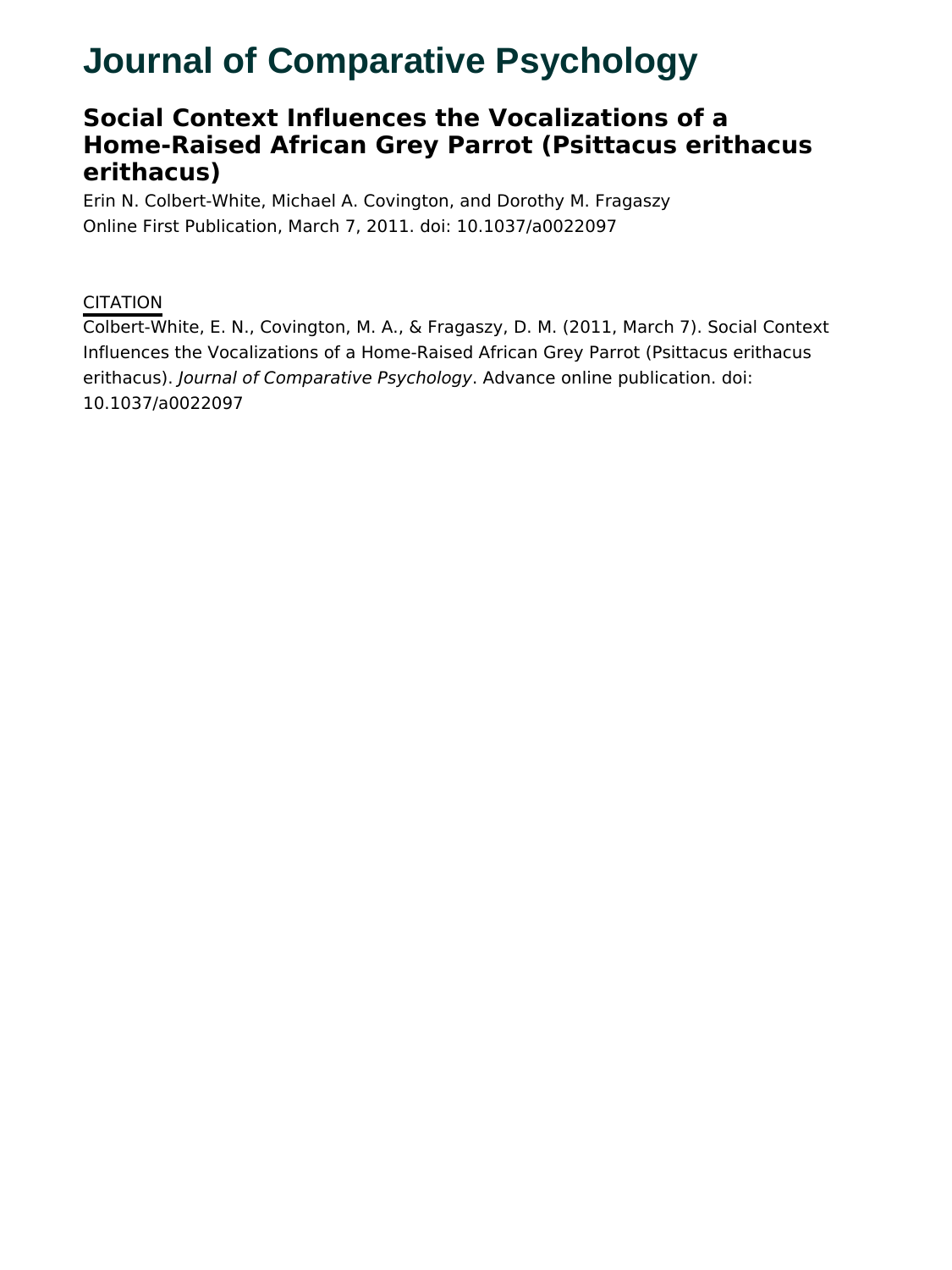# Journal of Comparative Psychology

## Social Context Influences the Vocalizations of a Home-Raised African Grey Parrot (Psittacus erithacus erithacus)

Erin N. Colbert-White, Michael A. Covington, and Dorothy M. Fragaszy
Online First Publication, March 7, 2011. doi: 10.1037/a0022097

CITATION

Colbert-White, E. N., Covington, M. A., & Fragaszy, D. M. (2011, March 7). Social Context Influences the Vocalizations of a Home-Raised African Grey Parrot (Psittacus erithacus erithacus). *Journal of Comparative Psychology*. Advance online publication. doi: 10.1037/a0022097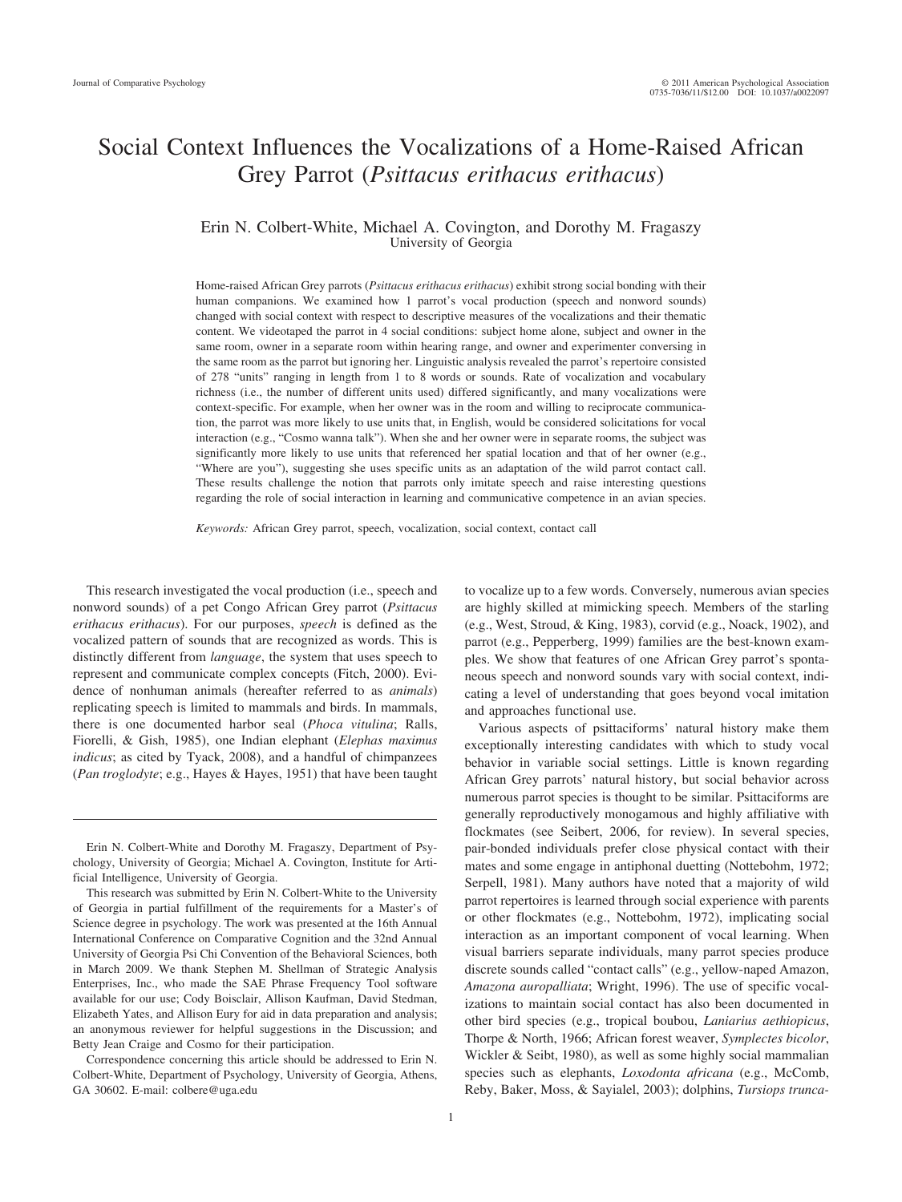# Social Context Influences the Vocalizations of a Home-Raised African Grey Parrot (*Psittacus erithacus erithacus*)

Erin N. Colbert-White, Michael A. Covington, and Dorothy M. Fragaszy
University of Georgia

Home-raised African Grey parrots (*Psittacus erithacus erithacus*) exhibit strong social bonding with their human companions. We examined how 1 parrot's vocal production (speech and nonword sounds) changed with social context with respect to descriptive measures of the vocalizations and their thematic content. We videotaped the parrot in 4 social conditions: subject home alone, subject and owner in the same room, owner in a separate room within hearing range, and owner and experimenter conversing in the same room as the parrot but ignoring her. Linguistic analysis revealed the parrot's repertoire consisted of 278 "units" ranging in length from 1 to 8 words or sounds. Rate of vocalization and vocabulary richness (i.e., the number of different units used) differed significantly, and many vocalizations were context-specific. For example, when her owner was in the room and willing to reciprocate communication, the parrot was more likely to use units that, in English, would be considered solicitations for vocal interaction (e.g., "Cosmo wanna talk"). When she and her owner were in separate rooms, the subject was significantly more likely to use units that referenced her spatial location and that of her owner (e.g., "Where are you"), suggesting she uses specific units as an adaptation of the wild parrot contact call. These results challenge the notion that parrots only imitate speech and raise interesting questions regarding the role of social interaction in learning and communicative competence in an avian species.

*Keywords:* African Grey parrot, speech, vocalization, social context, contact call

This research investigated the vocal production (i.e., speech and nonword sounds) of a pet Congo African Grey parrot (*Psittacus erithacus erithacus*). For our purposes, *speech* is defined as the vocalized pattern of sounds that are recognized as words. This is distinctly different from *language*, the system that uses speech to represent and communicate complex concepts (Fitch, 2000). Evidence of nonhuman animals (hereafter referred to as *animals*) replicating speech is limited to mammals and birds. In mammals, there is one documented harbor seal (*Phoca vitulina*; Ralls, Fiorelli, & Gish, 1985), one Indian elephant (*Elephas maximus indicus*; as cited by Tyack, 2008), and a handful of chimpanzees (*Pan troglodyte*; e.g., Hayes & Hayes, 1951) that have been taught to vocalize up to a few words. Conversely, numerous avian species are highly skilled at mimicking speech. Members of the starling (e.g., West, Stroud, & King, 1983), corvid (e.g., Noack, 1902), and parrot (e.g., Pepperberg, 1999) families are the best-known examples. We show that features of one African Grey parrot's spontaneous speech and nonword sounds vary with social context, indicating a level of understanding that goes beyond vocal imitation and approaches functional use.

Various aspects of psittaciforms' natural history make them exceptionally interesting candidates with which to study vocal behavior in variable social settings. Little is known regarding African Grey parrots' natural history, but social behavior across numerous parrot species is thought to be similar. Psittaciforms are generally reproductively monogamous and highly affiliative with flockmates (see Seibert, 2006, for review). In several species, pair-bonded individuals prefer close physical contact with their mates and some engage in antiphonal duetting (Nottebohm, 1972; Serpell, 1981). Many authors have noted that a majority of wild parrot repertoires is learned through social experience with parents or other flockmates (e.g., Nottebohm, 1972), implicating social interaction as an important component of vocal learning. When visual barriers separate individuals, many parrot species produce discrete sounds called "contact calls" (e.g., yellow-naped Amazon, *Amazona auropalliata*; Wright, 1996). The use of specific vocalizations to maintain social contact has also been documented in other bird species (e.g., tropical boubou, *Laniarius aethiopicus*, Thorpe & North, 1966; African forest weaver, *Symplectes bicolor*, Wickler & Seibt, 1980), as well as some highly social mammalian species such as elephants, *Loxodonta africana* (e.g., McComb, Reby, Baker, Moss, & Sayialel, 2003); dolphins, *Tursiops trunca-*

Erin N. Colbert-White and Dorothy M. Fragaszy, Department of Psychology, University of Georgia; Michael A. Covington, Institute for Artificial Intelligence, University of Georgia.

This research was submitted by Erin N. Colbert-White to the University of Georgia in partial fulfillment of the requirements for a Master's of Science degree in psychology. The work was presented at the 16th Annual International Conference on Comparative Cognition and the 32nd Annual University of Georgia Psi Chi Convention of the Behavioral Sciences, both in March 2009. We thank Stephen M. Shellman of Strategic Analysis Enterprises, Inc., who made the SAE Phrase Frequency Tool software available for our use; Cody Boisclair, Allison Kaufman, David Stedman, Elizabeth Yates, and Allison Eury for aid in data preparation and analysis; an anonymous reviewer for helpful suggestions in the Discussion; and Betty Jean Craige and Cosmo for their participation.

Correspondence concerning this article should be addressed to Erin N. Colbert-White, Department of Psychology, University of Georgia, Athens, GA 30602. E-mail: colbere@uga.edu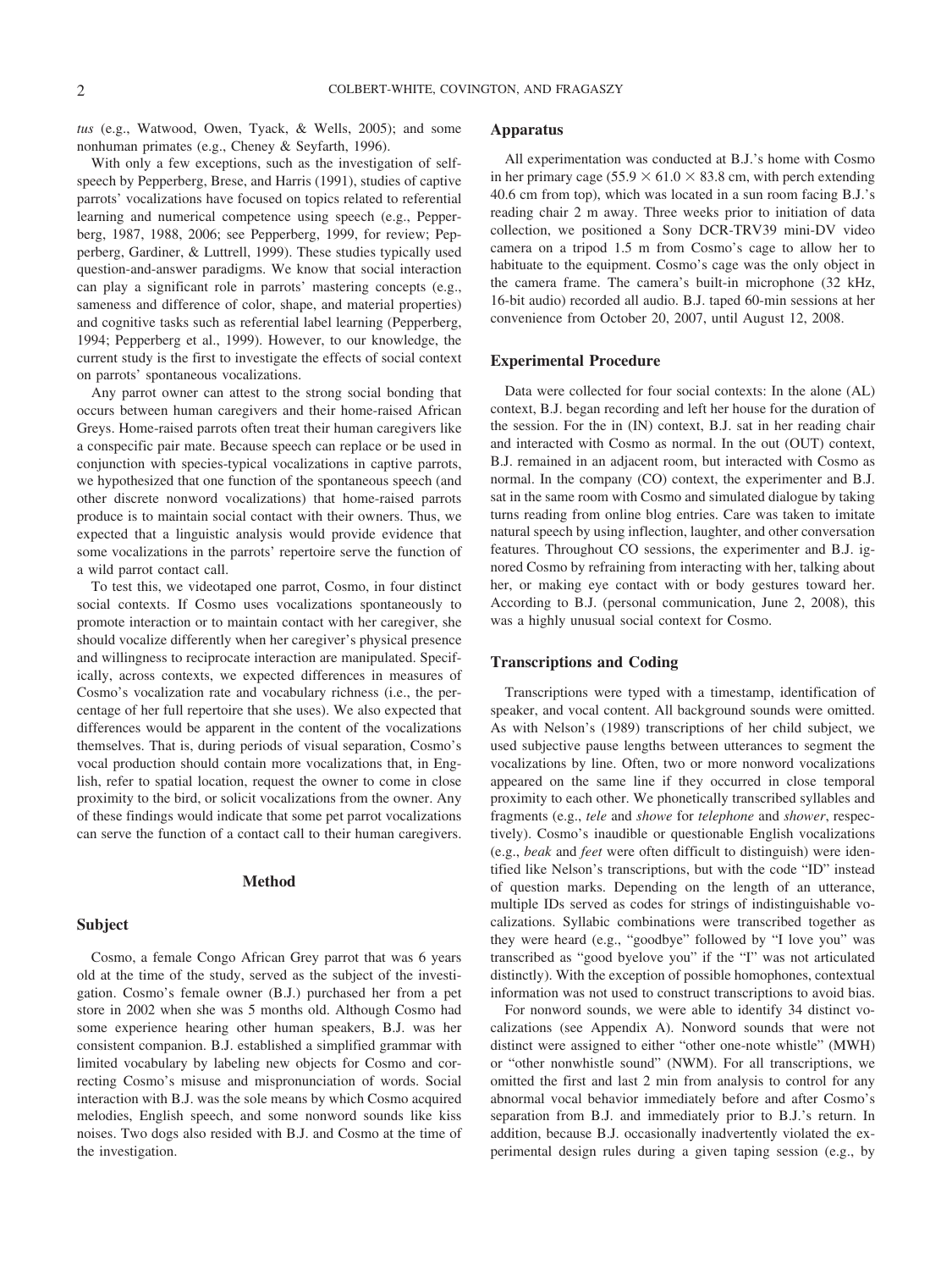*tus* (e.g., Watwood, Owen, Tyack, & Wells, 2005); and some nonhuman primates (e.g., Cheney & Seyfarth, 1996).

With only a few exceptions, such as the investigation of self-speech by Pepperberg, Brese, and Harris (1991), studies of captive parrots' vocalizations have focused on topics related to referential learning and numerical competence using speech (e.g., Pepperberg, 1987, 1988, 2006; see Pepperberg, 1999, for review; Pepperberg, Gardiner, & Luttrell, 1999). These studies typically used question-and-answer paradigms. We know that social interaction can play a significant role in parrots' mastering concepts (e.g., sameness and difference of color, shape, and material properties) and cognitive tasks such as referential label learning (Pepperberg, 1994; Pepperberg et al., 1999). However, to our knowledge, the current study is the first to investigate the effects of social context on parrots' spontaneous vocalizations.

Any parrot owner can attest to the strong social bonding that occurs between human caregivers and their home-raised African Greys. Home-raised parrots often treat their human caregivers like a conspecific pair mate. Because speech can replace or be used in conjunction with species-typical vocalizations in captive parrots, we hypothesized that one function of the spontaneous speech (and other discrete nonword vocalizations) that home-raised parrots produce is to maintain social contact with their owners. Thus, we expected that a linguistic analysis would provide evidence that some vocalizations in the parrots' repertoire serve the function of a wild parrot contact call.

To test this, we videotaped one parrot, Cosmo, in four distinct social contexts. If Cosmo uses vocalizations spontaneously to promote interaction or to maintain contact with her caregiver, she should vocalize differently when her caregiver's physical presence and willingness to reciprocate interaction are manipulated. Specifically, across contexts, we expected differences in measures of Cosmo's vocalization rate and vocabulary richness (i.e., the percentage of her full repertoire that she uses). We also expected that differences would be apparent in the content of the vocalizations themselves. That is, during periods of visual separation, Cosmo's vocal production should contain more vocalizations that, in English, refer to spatial location, request the owner to come in close proximity to the bird, or solicit vocalizations from the owner. Any of these findings would indicate that some pet parrot vocalizations can serve the function of a contact call to their human caregivers.

## Method

### Subject

Cosmo, a female Congo African Grey parrot that was 6 years old at the time of the study, served as the subject of the investigation. Cosmo's female owner (B.J.) purchased her from a pet store in 2002 when she was 5 months old. Although Cosmo had some experience hearing other human speakers, B.J. was her consistent companion. B.J. established a simplified grammar with limited vocabulary by labeling new objects for Cosmo and correcting Cosmo's misuse and mispronunciation of words. Social interaction with B.J. was the sole means by which Cosmo acquired melodies, English speech, and some nonword sounds like kiss noises. Two dogs also resided with B.J. and Cosmo at the time of the investigation.

### Apparatus

All experimentation was conducted at B.J.'s home with Cosmo in her primary cage ($55.9 \times 61.0 \times 83.8$ cm, with perch extending 40.6 cm from top), which was located in a sun room facing B.J.'s reading chair 2 m away. Three weeks prior to initiation of data collection, we positioned a Sony DCR-TRV39 mini-DV video camera on a tripod 1.5 m from Cosmo's cage to allow her to habituate to the equipment. Cosmo's cage was the only object in the camera frame. The camera's built-in microphone (32 kHz, 16-bit audio) recorded all audio. B.J. taped 60-min sessions at her convenience from October 20, 2007, until August 12, 2008.

### Experimental Procedure

Data were collected for four social contexts: In the alone (AL) context, B.J. began recording and left her house for the duration of the session. For the in (IN) context, B.J. sat in her reading chair and interacted with Cosmo as normal. In the out (OUT) context, B.J. remained in an adjacent room, but interacted with Cosmo as normal. In the company (CO) context, the experimenter and B.J. sat in the same room with Cosmo and simulated dialogue by taking turns reading from online blog entries. Care was taken to imitate natural speech by using inflection, laughter, and other conversation features. Throughout CO sessions, the experimenter and B.J. ignored Cosmo by refraining from interacting with her, talking about her, or making eye contact with or body gestures toward her. According to B.J. (personal communication, June 2, 2008), this was a highly unusual social context for Cosmo.

### Transcriptions and Coding

Transcriptions were typed with a timestamp, identification of speaker, and vocal content. All background sounds were omitted. As with Nelson's (1989) transcriptions of her child subject, we used subjective pause lengths between utterances to segment the vocalizations by line. Often, two or more nonword vocalizations appeared on the same line if they occurred in close temporal proximity to each other. We phonetically transcribed syllables and fragments (e.g., *tele* and *showe* for *telephone* and *shower*, respectively). Cosmo's inaudible or questionable English vocalizations (e.g., *beak* and *feet* were often difficult to distinguish) were identified like Nelson's transcriptions, but with the code "ID" instead of question marks. Depending on the length of an utterance, multiple IDs served as codes for strings of indistinguishable vocalizations. Syllabic combinations were transcribed together as they were heard (e.g., "goodbye" followed by "I love you" was transcribed as "good byelove you" if the "I" was not articulated distinctly). With the exception of possible homophones, contextual information was not used to construct transcriptions to avoid bias.

For nonword sounds, we were able to identify 34 distinct vocalizations (see Appendix A). Nonword sounds that were not distinct were assigned to either "other one-note whistle" (MWH) or "other nonwhistle sound" (NWM). For all transcriptions, we omitted the first and last 2 min from analysis to control for any abnormal vocal behavior immediately before and after Cosmo's separation from B.J. and immediately prior to B.J.'s return. In addition, because B.J. occasionally inadvertently violated the experimental design rules during a given taping session (e.g., by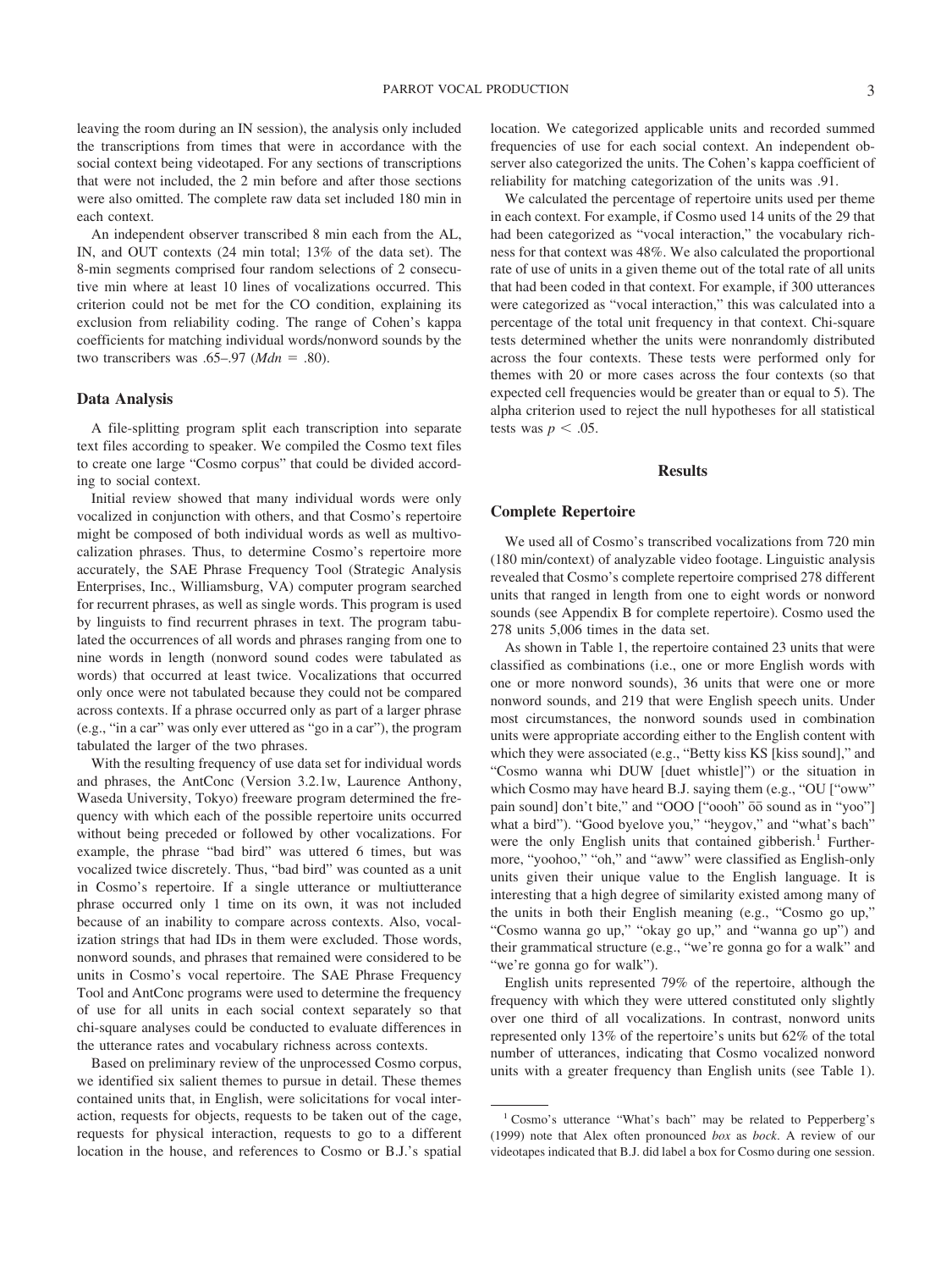leaving the room during an IN session), the analysis only included the transcriptions from times that were in accordance with the social context being videotaped. For any sections of transcriptions that were not included, the 2 min before and after those sections were also omitted. The complete raw data set included 180 min in each context.

An independent observer transcribed 8 min each from the AL, IN, and OUT contexts (24 min total; 13% of the data set). The 8-min segments comprised four random selections of 2 consecutive min where at least 10 lines of vocalizations occurred. This criterion could not be met for the CO condition, explaining its exclusion from reliability coding. The range of Cohen's kappa coefficients for matching individual words/nonword sounds by the two transcribers was .65–.97 ($Mdn$ = .80).

## Data Analysis

A file-splitting program split each transcription into separate text files according to speaker. We compiled the Cosmo text files to create one large "Cosmo corpus" that could be divided according to social context.

Initial review showed that many individual words were only vocalized in conjunction with others, and that Cosmo's repertoire might be composed of both individual words as well as multivocalization phrases. Thus, to determine Cosmo's repertoire more accurately, the SAE Phrase Frequency Tool (Strategic Analysis Enterprises, Inc., Williamsburg, VA) computer program searched for recurrent phrases, as well as single words. This program is used by linguists to find recurrent phrases in text. The program tabulated the occurrences of all words and phrases ranging from one to nine words in length (nonword sound codes were tabulated as words) that occurred at least twice. Vocalizations that occurred only once were not tabulated because they could not be compared across contexts. If a phrase occurred only as part of a larger phrase (e.g., "in a car" was only ever uttered as "go in a car"), the program tabulated the larger of the two phrases.

With the resulting frequency of use data set for individual words and phrases, the AntConc (Version 3.2.1w, Laurence Anthony, Waseda University, Tokyo) freeware program determined the frequency with which each of the possible repertoire units occurred without being preceded or followed by other vocalizations. For example, the phrase "bad bird" was uttered 6 times, but was vocalized twice discretely. Thus, "bad bird" was counted as a unit in Cosmo's repertoire. If a single utterance or multiutterance phrase occurred only 1 time on its own, it was not included because of an inability to compare across contexts. Also, vocalization strings that had IDs in them were excluded. Those words, nonword sounds, and phrases that remained were considered to be units in Cosmo's vocal repertoire. The SAE Phrase Frequency Tool and AntConc programs were used to determine the frequency of use for all units in each social context separately so that chi-square analyses could be conducted to evaluate differences in the utterance rates and vocabulary richness across contexts.

Based on preliminary review of the unprocessed Cosmo corpus, we identified six salient themes to pursue in detail. These themes contained units that, in English, were solicitations for vocal interaction, requests for objects, requests to be taken out of the cage, requests for physical interaction, requests to go to a different location in the house, and references to Cosmo or B.J.'s spatial location. We categorized applicable units and recorded summed frequencies of use for each social context. An independent observer also categorized the units. The Cohen's kappa coefficient of reliability for matching categorization of the units was .91.

We calculated the percentage of repertoire units used per theme in each context. For example, if Cosmo used 14 units of the 29 that had been categorized as "vocal interaction," the vocabulary richness for that context was 48%. We also calculated the proportional rate of use of units in a given theme out of the total rate of all units that had been coded in that context. For example, if 300 utterances were categorized as "vocal interaction," this was calculated into a percentage of the total unit frequency in that context. Chi-square tests determined whether the units were nonrandomly distributed across the four contexts. These tests were performed only for themes with 20 or more cases across the four contexts (so that expected cell frequencies would be greater than or equal to 5). The alpha criterion used to reject the null hypotheses for all statistical tests was $p < .05$.

# Results

## Complete Repertoire

We used all of Cosmo's transcribed vocalizations from 720 min (180 min/context) of analyzable video footage. Linguistic analysis revealed that Cosmo's complete repertoire comprised 278 different units that ranged in length from one to eight words or nonword sounds (see Appendix B for complete repertoire). Cosmo used the 278 units 5,006 times in the data set.

As shown in Table 1, the repertoire contained 23 units that were classified as combinations (i.e., one or more English words with one or more nonword sounds), 36 units that were one or more nonword sounds, and 219 that were English speech units. Under most circumstances, the nonword sounds used in combination units were appropriate according either to the English content with which they were associated (e.g., "Betty kiss KS [kiss sound]," and "Cosmo wanna whi DUW [duet whistle]") or the situation in which Cosmo may have heard B.J. saying them (e.g., "OU ["oww" pain sound] don't bite," and "OOO ["oooh" o͞o sound as in "yoo"] what a bird"). "Good byelove you," "heygov," and "what's bach" were the only English units that contained gibberish.[1] Furthermore, "yoohoo," "oh," and "aww" were classified as English-only units given their unique value to the English language. It is interesting that a high degree of similarity existed among many of the units in both their English meaning (e.g., "Cosmo go up," "Cosmo wanna go up," "okay go up," and "wanna go up") and their grammatical structure (e.g., "we're gonna go for a walk" and "we're gonna go for walk").

English units represented 79% of the repertoire, although the frequency with which they were uttered constituted only slightly over one third of all vocalizations. In contrast, nonword units represented only 13% of the repertoire's units but 62% of the total number of utterances, indicating that Cosmo vocalized nonword units with a greater frequency than English units (see Table 1).

[1] Cosmo's utterance "What's bach" may be related to Pepperberg's (1999) note that Alex often pronounced *box* as *bock*. A review of our videotapes indicated that B.J. did label a box for Cosmo during one session.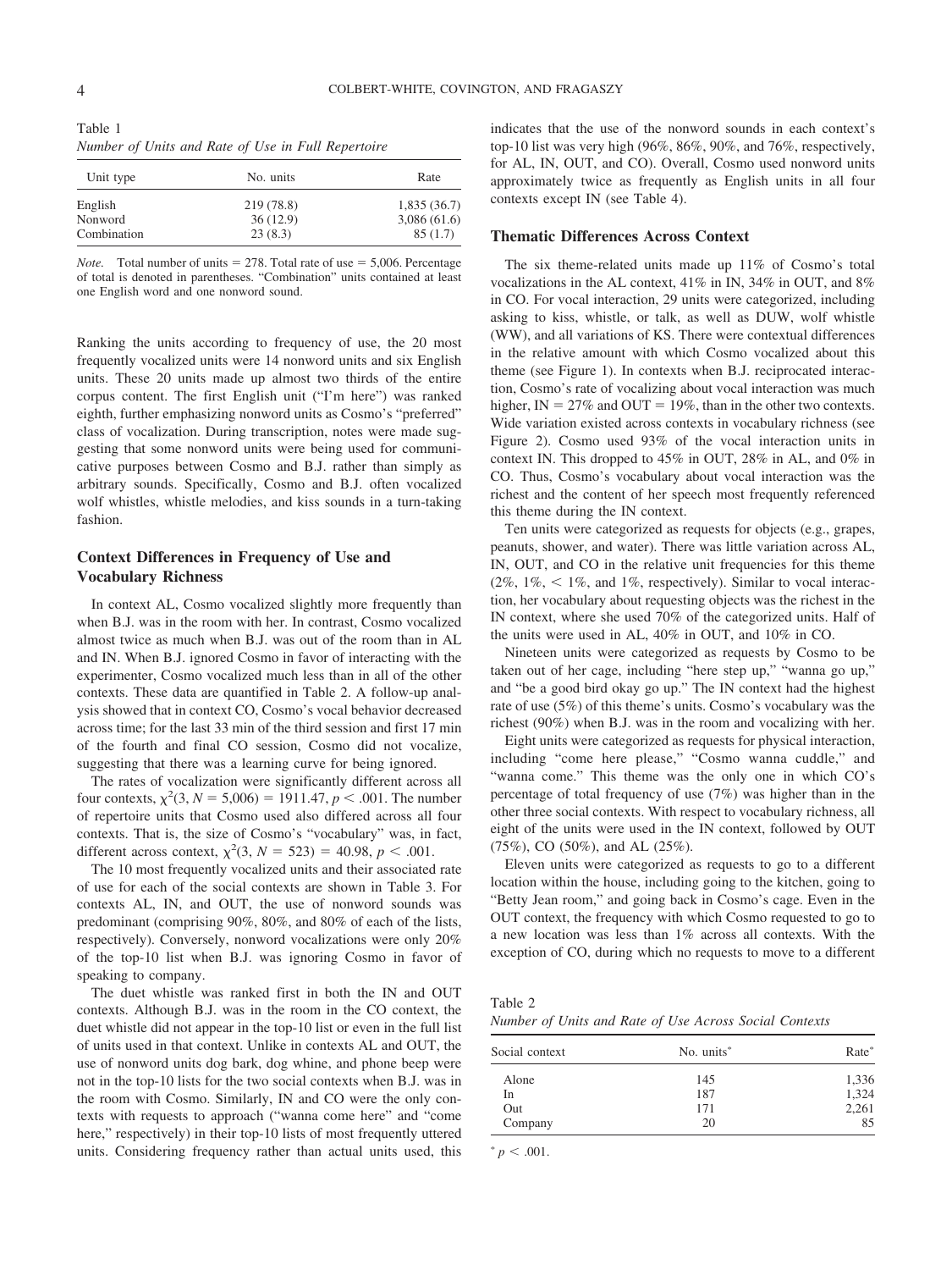Table 1
*Number of Units and Rate of Use in Full Repertoire*

| Unit type | No. units | Rate |
|---|---|---|
| English | 219 (78.8) | 1,835 (36.7) |
| Nonword | 36 (12.9) | 3,086 (61.6) |
| Combination | 23 (8.3) | 85 (1.7) |

*Note.* Total number of units = 278. Total rate of use = 5,006. Percentage of total is denoted in parentheses. "Combination" units contained at least one English word and one nonword sound.

Ranking the units according to frequency of use, the 20 most frequently vocalized units were 14 nonword units and six English units. These 20 units made up almost two thirds of the entire corpus content. The first English unit ("I'm here") was ranked eighth, further emphasizing nonword units as Cosmo's "preferred" class of vocalization. During transcription, notes were made suggesting that some nonword units were being used for communicative purposes between Cosmo and B.J. rather than simply as arbitrary sounds. Specifically, Cosmo and B.J. often vocalized wolf whistles, whistle melodies, and kiss sounds in a turn-taking fashion.

## Context Differences in Frequency of Use and Vocabulary Richness

In context AL, Cosmo vocalized slightly more frequently than when B.J. was in the room with her. In contrast, Cosmo vocalized almost twice as much when B.J. was out of the room than in AL and IN. When B.J. ignored Cosmo in favor of interacting with the experimenter, Cosmo vocalized much less than in all of the other contexts. These data are quantified in Table 2. A follow-up analysis showed that in context CO, Cosmo's vocal behavior decreased across time; for the last 33 min of the third session and first 17 min of the fourth and final CO session, Cosmo did not vocalize, suggesting that there was a learning curve for being ignored.

The rates of vocalization were significantly different across all four contexts, $\chi^2(3, N = 5{,}006) = 1911.47, p < .001$. The number of repertoire units that Cosmo used also differed across all four contexts. That is, the size of Cosmo's "vocabulary" was, in fact, different across context, $\chi^2(3, N = 523) = 40.98, p < .001$.

The 10 most frequently vocalized units and their associated rate of use for each of the social contexts are shown in Table 3. For contexts AL, IN, and OUT, the use of nonword sounds was predominant (comprising 90%, 80%, and 80% of each of the lists, respectively). Conversely, nonword vocalizations were only 20% of the top-10 list when B.J. was ignoring Cosmo in favor of speaking to company.

The duet whistle was ranked first in both the IN and OUT contexts. Although B.J. was in the room in the CO context, the duet whistle did not appear in the top-10 list or even in the full list of units used in that context. Unlike in contexts AL and OUT, the use of nonword units dog bark, dog whine, and phone beep were not in the top-10 lists for the two social contexts when B.J. was in the room with Cosmo. Similarly, IN and CO were the only contexts with requests to approach ("wanna come here" and "come here," respectively) in their top-10 lists of most frequently uttered units. Considering frequency rather than actual units used, this indicates that the use of the nonword sounds in each context's top-10 list was very high (96%, 86%, 90%, and 76%, respectively, for AL, IN, OUT, and CO). Overall, Cosmo used nonword units approximately twice as frequently as English units in all four contexts except IN (see Table 4).

## Thematic Differences Across Context

The six theme-related units made up 11% of Cosmo's total vocalizations in the AL context, 41% in IN, 34% in OUT, and 8% in CO. For vocal interaction, 29 units were categorized, including asking to kiss, whistle, or talk, as well as DUW, wolf whistle (WW), and all variations of KS. There were contextual differences in the relative amount with which Cosmo vocalized about this theme (see Figure 1). In contexts when B.J. reciprocated interaction, Cosmo's rate of vocalizing about vocal interaction was much higher, IN = 27% and OUT = 19%, than in the other two contexts. Wide variation existed across contexts in vocabulary richness (see Figure 2). Cosmo used 93% of the vocal interaction units in context IN. This dropped to 45% in OUT, 28% in AL, and 0% in CO. Thus, Cosmo's vocabulary about vocal interaction was the richest and the content of her speech most frequently referenced this theme during the IN context.

Ten units were categorized as requests for objects (e.g., grapes, peanuts, shower, and water). There was little variation across AL, IN, OUT, and CO in the relative unit frequencies for this theme (2%, 1%, < 1%, and 1%, respectively). Similar to vocal interaction, her vocabulary about requesting objects was the richest in the IN context, where she used 70% of the categorized units. Half of the units were used in AL, 40% in OUT, and 10% in CO.

Nineteen units were categorized as requests by Cosmo to be taken out of her cage, including "here step up," "wanna go up," and "be a good bird okay go up." The IN context had the highest rate of use (5%) of this theme's units. Cosmo's vocabulary was the richest (90%) when B.J. was in the room and vocalizing with her.

Eight units were categorized as requests for physical interaction, including "come here please," "Cosmo wanna cuddle," and "wanna come." This theme was the only one in which CO's percentage of total frequency of use (7%) was higher than in the other three social contexts. With respect to vocabulary richness, all eight of the units were used in the IN context, followed by OUT (75%), CO (50%), and AL (25%).

Eleven units were categorized as requests to go to a different location within the house, including going to the kitchen, going to "Betty Jean room," and going back in Cosmo's cage. Even in the OUT context, the frequency with which Cosmo requested to go to a new location was less than 1% across all contexts. With the exception of CO, during which no requests to move to a different

Table 2
*Number of Units and Rate of Use Across Social Contexts*

| Social context | No. units* | Rate* |
|---|---|---|
| Alone | 145 | 1,336 |
| In | 187 | 1,324 |
| Out | 171 | 2,261 |
| Company | 20 | 85 |

\* $p < .001$.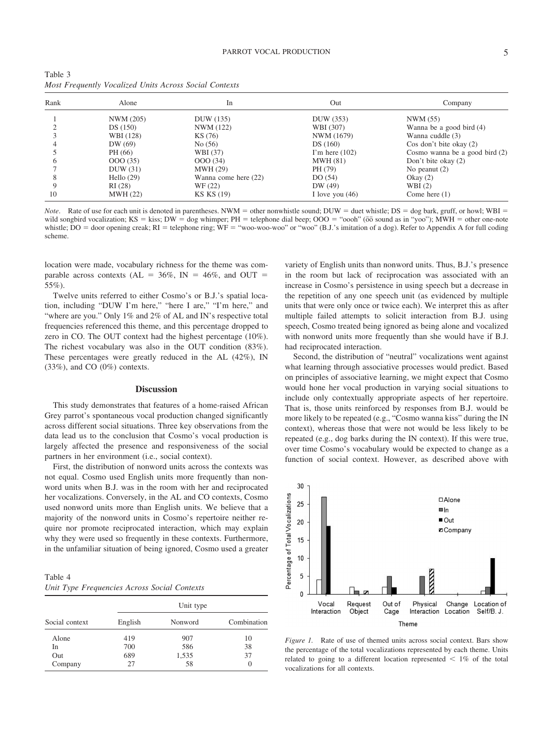Table 3
*Most Frequently Vocalized Units Across Social Contexts*

| Rank | Alone | In | Out | Company |
|---|---|---|---|---|
| 1 | NWM (205) | DUW (135) | DUW (353) | NWM (55) |
| 2 | DS (150) | NWM (122) | WBI (307) | Wanna be a good bird (4) |
| 3 | WBI (128) | KS (76) | NWM (1679) | Wanna cuddle (3) |
| 4 | DW (69) | No (56) | DS (160) | Cos don't bite okay (2) |
| 5 | PH (66) | WBI (37) | I'm here (102) | Cosmo wanna be a good bird (2) |
| 6 | OOO (35) | OOO (34) | MWH (81) | Don't bite okay (2) |
| 7 | DUW (31) | MWH (29) | PH (79) | No peanut (2) |
| 8 | Hello (29) | Wanna come here (22) | DO (54) | Okay (2) |
| 9 | RI (28) | WF (22) | DW (49) | WBI (2) |
| 10 | MWH (22) | KS KS (19) | I love you (46) | Come here (1) |

*Note*. Rate of use for each unit is denoted in parentheses. NWM = other nonwhistle sound; DUW = duet whistle; DS = dog bark, gruff, or howl; WBI = wild songbird vocalization; KS = kiss; DW = dog whimper; PH = telephone dial beep; OOO = "oooh" (ōō sound as in "yoo"); MWH = other one-note whistle; DO = door opening creak; RI = telephone ring; WF = "woo-woo-woo" or "woo" (B.J.'s imitation of a dog). Refer to Appendix A for full coding scheme.

location were made, vocabulary richness for the theme was comparable across contexts (AL = 36%, IN = 46%, and OUT = 55%).

Twelve units referred to either Cosmo's or B.J.'s spatial location, including "DUW I'm here," "here I are," "I'm here," and "where are you." Only 1% and 2% of AL and IN's respective total frequencies referenced this theme, and this percentage dropped to zero in CO. The OUT context had the highest percentage (10%). The richest vocabulary was also in the OUT condition (83%). These percentages were greatly reduced in the AL (42%), IN (33%), and CO (0%) contexts.

## Discussion

This study demonstrates that features of a home-raised African Grey parrot's spontaneous vocal production changed significantly across different social situations. Three key observations from the data lead us to the conclusion that Cosmo's vocal production is largely affected the presence and responsiveness of the social partners in her environment (i.e., social context).

First, the distribution of nonword units across the contexts was not equal. Cosmo used English units more frequently than nonword units when B.J. was in the room with her and reciprocated her vocalizations. Conversely, in the AL and CO contexts, Cosmo used nonword units more than English units. We believe that a majority of the nonword units in Cosmo's repertoire neither require nor promote reciprocated interaction, which may explain why they were used so frequently in these contexts. Furthermore, in the unfamiliar situation of being ignored, Cosmo used a greater variety of English units than nonword units. Thus, B.J.'s presence in the room but lack of reciprocation was associated with an increase in Cosmo's persistence in using speech but a decrease in the repetition of any one speech unit (as evidenced by multiple units that were only once or twice each). We interpret this as after multiple failed attempts to solicit interaction from B.J. using speech, Cosmo treated being ignored as being alone and vocalized with nonword units more frequently than she would have if B.J. had reciprocated interaction.

Second, the distribution of "neutral" vocalizations went against what learning through associative processes would predict. Based on principles of associative learning, we might expect that Cosmo would hone her vocal production in varying social situations to include only contextually appropriate aspects of her repertoire. That is, those units reinforced by responses from B.J. would be more likely to be repeated (e.g., "Cosmo wanna kiss" during the IN context), whereas those that were not would be less likely to be repeated (e.g., dog barks during the IN context). If this were true, over time Cosmo's vocabulary would be expected to change as a function of social context. However, as described above with

Table 4
*Unit Type Frequencies Across Social Contexts*

| Social context | Unit type | | |
|---|---|---|---|
| | English | Nonword | Combination |
| Alone | 419 | 907 | 10 |
| In | 700 | 586 | 38 |
| Out | 689 | 1,535 | 37 |
| Company | 27 | 58 | 0 |

*Figure 1.* Rate of use of themed units across social context. Bars show the percentage of the total vocalizations represented by each theme. Units related to going to a different location represented < 1% of the total vocalizations for all contexts.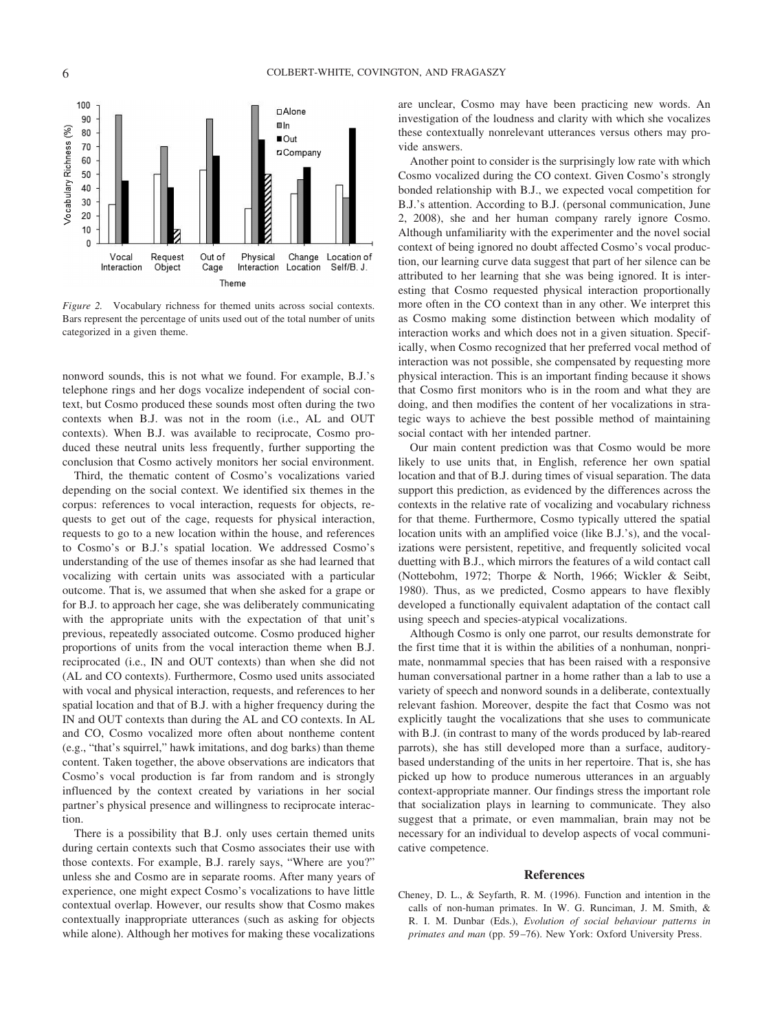*Figure 2.* Vocabulary richness for themed units across social contexts. Bars represent the percentage of units used out of the total number of units categorized in a given theme.

nonword sounds, this is not what we found. For example, B.J.'s telephone rings and her dogs vocalize independent of social context, but Cosmo produced these sounds most often during the two contexts when B.J. was not in the room (i.e., AL and OUT contexts). When B.J. was available to reciprocate, Cosmo produced these neutral units less frequently, further supporting the conclusion that Cosmo actively monitors her social environment.

Third, the thematic content of Cosmo's vocalizations varied depending on the social context. We identified six themes in the corpus: references to vocal interaction, requests for objects, requests to get out of the cage, requests for physical interaction, requests to go to a new location within the house, and references to Cosmo's or B.J.'s spatial location. We addressed Cosmo's understanding of the use of themes insofar as she had learned that vocalizing with certain units was associated with a particular outcome. That is, we assumed that when she asked for a grape or for B.J. to approach her cage, she was deliberately communicating with the appropriate units with the expectation of that unit's previous, repeatedly associated outcome. Cosmo produced higher proportions of units from the vocal interaction theme when B.J. reciprocated (i.e., IN and OUT contexts) than when she did not (AL and CO contexts). Furthermore, Cosmo used units associated with vocal and physical interaction, requests, and references to her spatial location and that of B.J. with a higher frequency during the IN and OUT contexts than during the AL and CO contexts. In AL and CO, Cosmo vocalized more often about nontheme content (e.g., "that's squirrel," hawk imitations, and dog barks) than theme content. Taken together, the above observations are indicators that Cosmo's vocal production is far from random and is strongly influenced by the context created by variations in her social partner's physical presence and willingness to reciprocate interaction.

There is a possibility that B.J. only uses certain themed units during certain contexts such that Cosmo associates their use with those contexts. For example, B.J. rarely says, "Where are you?" unless she and Cosmo are in separate rooms. After many years of experience, one might expect Cosmo's vocalizations to have little contextual overlap. However, our results show that Cosmo makes contextually inappropriate utterances (such as asking for objects while alone). Although her motives for making these vocalizations are unclear, Cosmo may have been practicing new words. An investigation of the loudness and clarity with which she vocalizes these contextually nonrelevant utterances versus others may provide answers.

Another point to consider is the surprisingly low rate with which Cosmo vocalized during the CO context. Given Cosmo's strongly bonded relationship with B.J., we expected vocal competition for B.J.'s attention. According to B.J. (personal communication, June 2, 2008), she and her human company rarely ignore Cosmo. Although unfamiliarity with the experimenter and the novel social context of being ignored no doubt affected Cosmo's vocal production, our learning curve data suggest that part of her silence can be attributed to her learning that she was being ignored. It is interesting that Cosmo requested physical interaction proportionally more often in the CO context than in any other. We interpret this as Cosmo making some distinction between which modality of interaction works and which does not in a given situation. Specifically, when Cosmo recognized that her preferred vocal method of interaction was not possible, she compensated by requesting more physical interaction. This is an important finding because it shows that Cosmo first monitors who is in the room and what they are doing, and then modifies the content of her vocalizations in strategic ways to achieve the best possible method of maintaining social contact with her intended partner.

Our main content prediction was that Cosmo would be more likely to use units that, in English, reference her own spatial location and that of B.J. during times of visual separation. The data support this prediction, as evidenced by the differences across the contexts in the relative rate of vocalizing and vocabulary richness for that theme. Furthermore, Cosmo typically uttered the spatial location units with an amplified voice (like B.J.'s), and the vocalizations were persistent, repetitive, and frequently solicited vocal duetting with B.J., which mirrors the features of a wild contact call (Nottebohm, 1972; Thorpe & North, 1966; Wickler & Seibt, 1980). Thus, as we predicted, Cosmo appears to have flexibly developed a functionally equivalent adaptation of the contact call using speech and species-atypical vocalizations.

Although Cosmo is only one parrot, our results demonstrate for the first time that it is within the abilities of a nonhuman, nonprimate, nonmammal species that has been raised with a responsive human conversational partner in a home rather than a lab to use a variety of speech and nonword sounds in a deliberate, contextually relevant fashion. Moreover, despite the fact that Cosmo was not explicitly taught the vocalizations that she uses to communicate with B.J. (in contrast to many of the words produced by lab-reared parrots), she has still developed more than a surface, auditory-based understanding of the units in her repertoire. That is, she has picked up how to produce numerous utterances in an arguably context-appropriate manner. Our findings stress the important role that socialization plays in learning to communicate. They also suggest that a primate, or even mammalian, brain may not be necessary for an individual to develop aspects of vocal communicative competence.

## References

Cheney, D. L., & Seyfarth, R. M. (1996). Function and intention in the calls of non-human primates. In W. G. Runciman, J. M. Smith, & R. I. M. Dunbar (Eds.), *Evolution of social behaviour patterns in primates and man* (pp. 59–76). New York: Oxford University Press.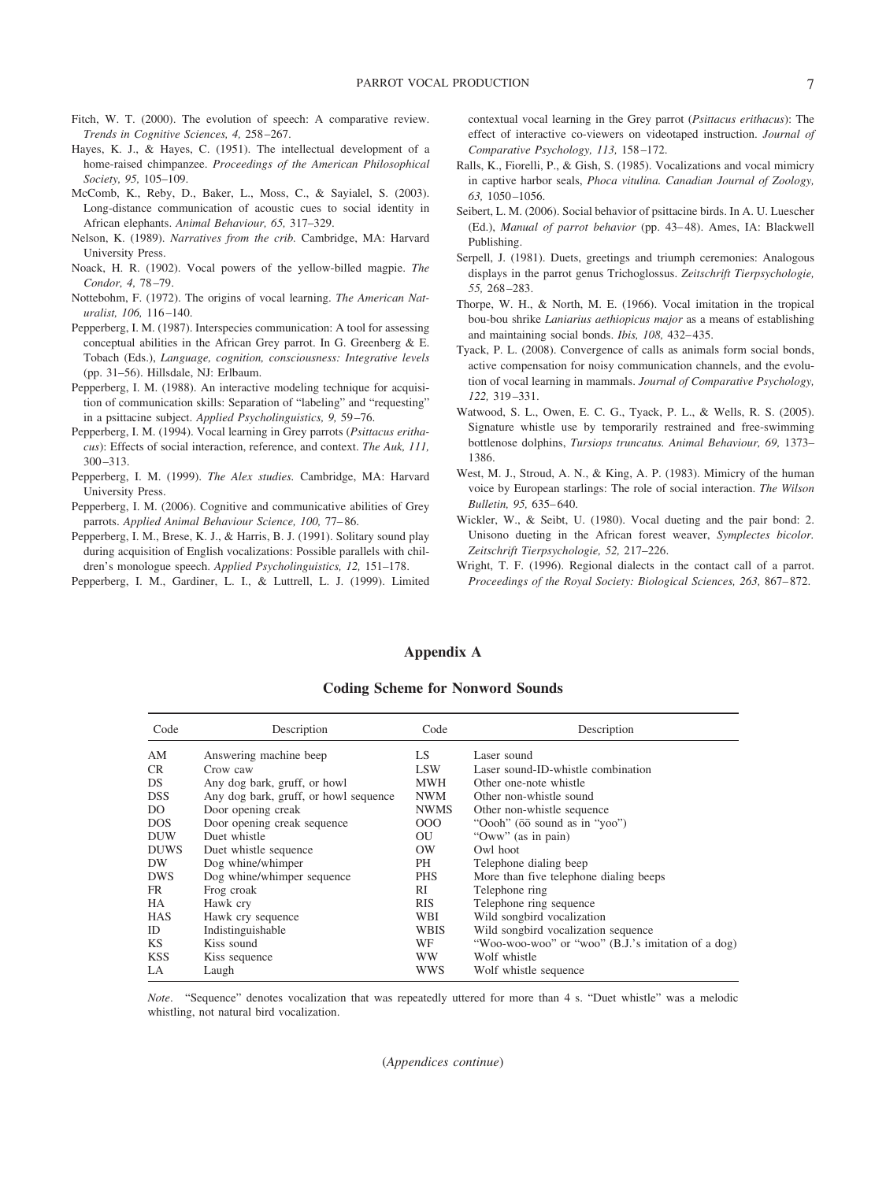Fitch, W. T. (2000). The evolution of speech: A comparative review. *Trends in Cognitive Sciences, 4,* 258–267.

Hayes, K. J., & Hayes, C. (1951). The intellectual development of a home-raised chimpanzee. *Proceedings of the American Philosophical Society, 95,* 105–109.

McComb, K., Reby, D., Baker, L., Moss, C., & Sayialel, S. (2003). Long-distance communication of acoustic cues to social identity in African elephants. *Animal Behaviour, 65,* 317–329.

Nelson, K. (1989). *Narratives from the crib.* Cambridge, MA: Harvard University Press.

Noack, H. R. (1902). Vocal powers of the yellow-billed magpie. *The Condor, 4,* 78–79.

Nottebohm, F. (1972). The origins of vocal learning. *The American Naturalist, 106,* 116–140.

Pepperberg, I. M. (1987). Interspecies communication: A tool for assessing conceptual abilities in the African Grey parrot. In G. Greenberg & E. Tobach (Eds.), *Language, cognition, consciousness: Integrative levels* (pp. 31–56). Hillsdale, NJ: Erlbaum.

Pepperberg, I. M. (1988). An interactive modeling technique for acquisition of communication skills: Separation of "labeling" and "requesting" in a psittacine subject. *Applied Psycholinguistics, 9,* 59–76.

Pepperberg, I. M. (1994). Vocal learning in Grey parrots (*Psittacus erithacus*): Effects of social interaction, reference, and context. *The Auk, 111,* 300–313.

Pepperberg, I. M. (1999). *The Alex studies.* Cambridge, MA: Harvard University Press.

Pepperberg, I. M. (2006). Cognitive and communicative abilities of Grey parrots. *Applied Animal Behaviour Science, 100,* 77–86.

Pepperberg, I. M., Brese, K. J., & Harris, B. J. (1991). Solitary sound play during acquisition of English vocalizations: Possible parallels with children's monologue speech. *Applied Psycholinguistics, 12,* 151–178.

Pepperberg, I. M., Gardiner, L. I., & Luttrell, L. J. (1999). Limited contextual vocal learning in the Grey parrot (*Psittacus erithacus*): The effect of interactive co-viewers on videotaped instruction. *Journal of Comparative Psychology, 113,* 158–172.

Ralls, K., Fiorelli, P., & Gish, S. (1985). Vocalizations and vocal mimicry in captive harbor seals, *Phoca vitulina. Canadian Journal of Zoology, 63,* 1050–1056.

Seibert, L. M. (2006). Social behavior of psittacine birds. In A. U. Luescher (Ed.), *Manual of parrot behavior* (pp. 43–48). Ames, IA: Blackwell Publishing.

Serpell, J. (1981). Duets, greetings and triumph ceremonies: Analogous displays in the parrot genus Trichoglossus. *Zeitschrift Tierpsychologie, 55,* 268–283.

Thorpe, W. H., & North, M. E. (1966). Vocal imitation in the tropical bou-bou shrike *Laniarius aethiopicus major* as a means of establishing and maintaining social bonds. *Ibis, 108,* 432–435.

Tyack, P. L. (2008). Convergence of calls as animals form social bonds, active compensation for noisy communication channels, and the evolution of vocal learning in mammals. *Journal of Comparative Psychology, 122,* 319–331.

Watwood, S. L., Owen, E. C. G., Tyack, P. L., & Wells, R. S. (2005). Signature whistle use by temporarily restrained and free-swimming bottlenose dolphins, *Tursiops truncatus. Animal Behaviour, 69,* 1373–1386.

West, M. J., Stroud, A. N., & King, A. P. (1983). Mimicry of the human voice by European starlings: The role of social interaction. *The Wilson Bulletin, 95,* 635–640.

Wickler, W., & Seibt, U. (1980). Vocal dueting and the pair bond: 2. Unisono dueting in the African forest weaver, *Symplectes bicolor. Zeitschrift Tierpsychologie, 52,* 217–226.

Wright, T. F. (1996). Regional dialects in the contact call of a parrot. *Proceedings of the Royal Society: Biological Sciences, 263,* 867–872.

## Appendix A

### Coding Scheme for Nonword Sounds

| Code | Description | Code | Description |
|---|---|---|---|
| AM | Answering machine beep | LS | Laser sound |
| CR | Crow caw | LSW | Laser sound-ID-whistle combination |
| DS | Any dog bark, gruff, or howl | MWH | Other one-note whistle |
| DSS | Any dog bark, gruff, or howl sequence | NWM | Other non-whistle sound |
| DO | Door opening creak | NWMS | Other non-whistle sequence |
| DOS | Door opening creak sequence | OOO | "Oooh" (o͞o sound as in "yoo") |
| DUW | Duet whistle | OU | "Oww" (as in pain) |
| DUWS | Duet whistle sequence | OW | Owl hoot |
| DW | Dog whine/whimper | PH | Telephone dialing beep |
| DWS | Dog whine/whimper sequence | PHS | More than five telephone dialing beeps |
| FR | Frog croak | RI | Telephone ring |
| HA | Hawk cry | RIS | Telephone ring sequence |
| HAS | Hawk cry sequence | WBI | Wild songbird vocalization |
| ID | Indistinguishable | WBIS | Wild songbird vocalization sequence |
| KS | Kiss sound | WF | "Woo-woo-woo" or "woo" (B.J.'s imitation of a dog) |
| KSS | Kiss sequence | WW | Wolf whistle |
| LA | Laugh | WWS | Wolf whistle sequence |

*Note*. "Sequence" denotes vocalization that was repeatedly uttered for more than 4 s. "Duet whistle" was a melodic whistling, not natural bird vocalization.

(*Appendices continue*)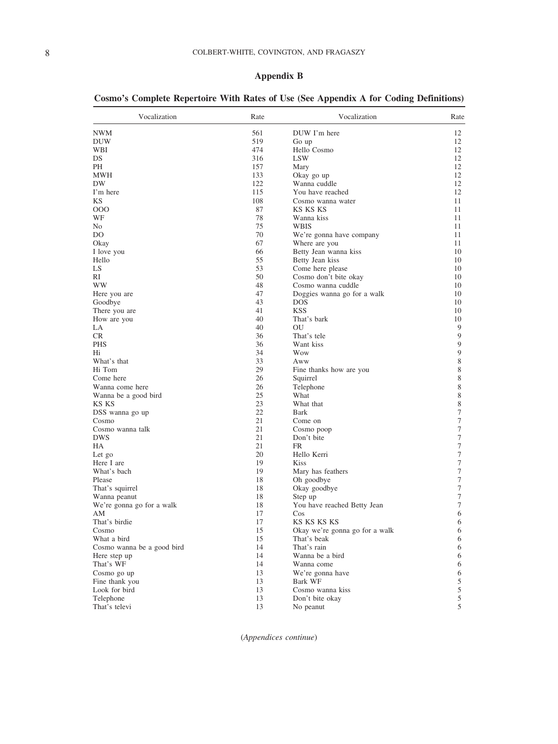## Appendix B

**Cosmo's Complete Repertoire With Rates of Use (See Appendix A for Coding Definitions)**

| Vocalization | Rate | Vocalization | Rate |
|---|---|---|---|
| NWM | 561 | DUW I'm here | 12 |
| DUW | 519 | Go up | 12 |
| WBI | 474 | Hello Cosmo | 12 |
| DS | 316 | LSW | 12 |
| PH | 157 | Mary | 12 |
| MWH | 133 | Okay go up | 12 |
| DW | 122 | Wanna cuddle | 12 |
| I'm here | 115 | You have reached | 12 |
| KS | 108 | Cosmo wanna water | 11 |
| OOO | 87 | KS KS KS | 11 |
| WF | 78 | Wanna kiss | 11 |
| No | 75 | WBIS | 11 |
| DO | 70 | We're gonna have company | 11 |
| Okay | 67 | Where are you | 11 |
| I love you | 66 | Betty Jean wanna kiss | 10 |
| Hello | 55 | Betty Jean kiss | 10 |
| LS | 53 | Come here please | 10 |
| RI | 50 | Cosmo don't bite okay | 10 |
| WW | 48 | Cosmo wanna cuddle | 10 |
| Here you are | 47 | Doggies wanna go for a walk | 10 |
| Goodbye | 43 | DOS | 10 |
| There you are | 41 | KSS | 10 |
| How are you | 40 | That's bark | 10 |
| LA | 40 | OU | 9 |
| CR | 36 | That's tele | 9 |
| PHS | 36 | Want kiss | 9 |
| Hi | 34 | Wow | 9 |
| What's that | 33 | Aww | 8 |
| Hi Tom | 29 | Fine thanks how are you | 8 |
| Come here | 26 | Squirrel | 8 |
| Wanna come here | 26 | Telephone | 8 |
| Wanna be a good bird | 25 | What | 8 |
| KS KS | 23 | What that | 8 |
| DSS wanna go up | 22 | Bark | 7 |
| Cosmo | 21 | Come on | 7 |
| Cosmo wanna talk | 21 | Cosmo poop | 7 |
| DWS | 21 | Don't bite | 7 |
| HA | 21 | FR | 7 |
| Let go | 20 | Hello Kerri | 7 |
| Here I are | 19 | Kiss | 7 |
| What's bach | 19 | Mary has feathers | 7 |
| Please | 18 | Oh goodbye | 7 |
| That's squirrel | 18 | Okay goodbye | 7 |
| Wanna peanut | 18 | Step up | 7 |
| We're gonna go for a walk | 18 | You have reached Betty Jean | 7 |
| AM | 17 | Cos | 6 |
| That's birdie | 17 | KS KS KS KS | 6 |
| Cosmo | 15 | Okay we're gonna go for a walk | 6 |
| What a bird | 15 | That's beak | 6 |
| Cosmo wanna be a good bird | 14 | That's rain | 6 |
| Here step up | 14 | Wanna be a bird | 6 |
| That's WF | 14 | Wanna come | 6 |
| Cosmo go up | 13 | We're gonna have | 6 |
| Fine thank you | 13 | Bark WF | 5 |
| Look for bird | 13 | Cosmo wanna kiss | 5 |
| Telephone | 13 | Don't bite okay | 5 |
| That's televi | 13 | No peanut | 5 |

(*Appendices continue*)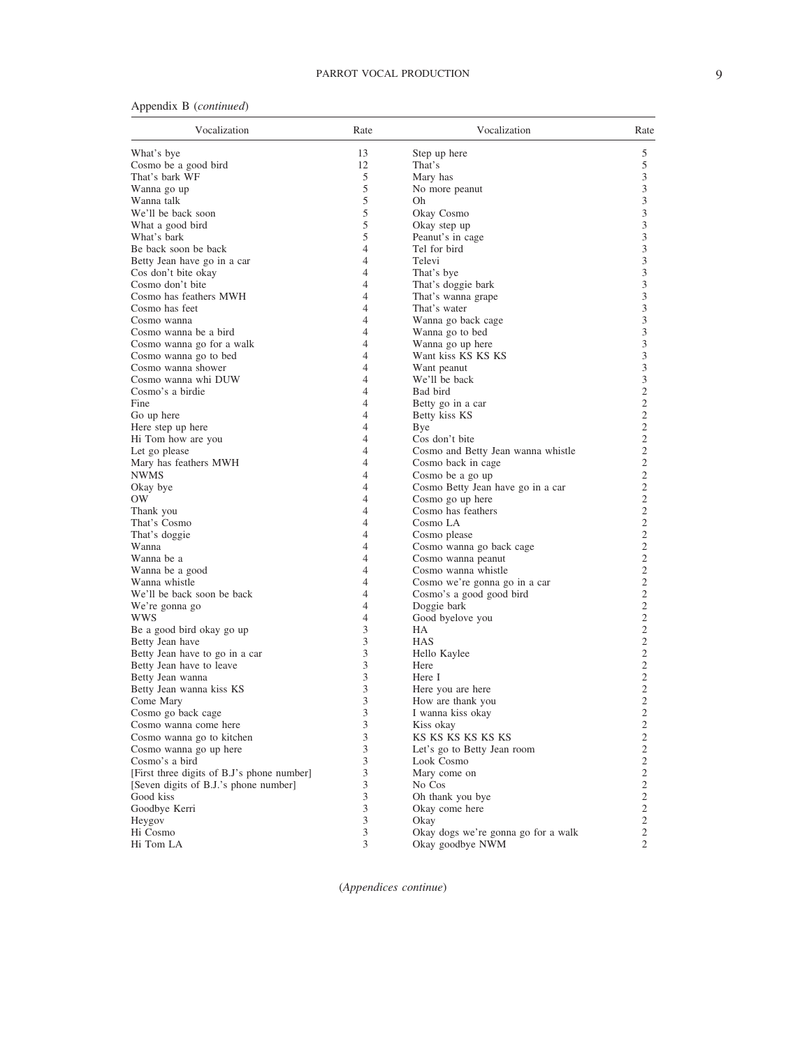Appendix B (*continued*)

| Vocalization | Rate | Vocalization | Rate |
|---|---|---|---|
| What's bye | 13 | Step up here | 5 |
| Cosmo be a good bird | 12 | That's | 5 |
| That's bark WF | 5 | Mary has | 3 |
| Wanna go up | 5 | No more peanut | 3 |
| Wanna talk | 5 | Oh | 3 |
| We'll be back soon | 5 | Okay Cosmo | 3 |
| What a good bird | 5 | Okay step up | 3 |
| What's bark | 5 | Peanut's in cage | 3 |
| Be back soon be back | 4 | Tel for bird | 3 |
| Betty Jean have go in a car | 4 | Televi | 3 |
| Cos don't bite okay | 4 | That's bye | 3 |
| Cosmo don't bite | 4 | That's doggie bark | 3 |
| Cosmo has feathers MWH | 4 | That's wanna grape | 3 |
| Cosmo has feet | 4 | That's water | 3 |
| Cosmo wanna | 4 | Wanna go back cage | 3 |
| Cosmo wanna be a bird | 4 | Wanna go to bed | 3 |
| Cosmo wanna go for a walk | 4 | Wanna go up here | 3 |
| Cosmo wanna go to bed | 4 | Want kiss KS KS KS | 3 |
| Cosmo wanna shower | 4 | Want peanut | 3 |
| Cosmo wanna whi DUW | 4 | We'll be back | 3 |
| Cosmo's a birdie | 4 | Bad bird | 2 |
| Fine | 4 | Betty go in a car | 2 |
| Go up here | 4 | Betty kiss KS | 2 |
| Here step up here | 4 | Bye | 2 |
| Hi Tom how are you | 4 | Cos don't bite | 2 |
| Let go please | 4 | Cosmo and Betty Jean wanna whistle | 2 |
| Mary has feathers MWH | 4 | Cosmo back in cage | 2 |
| NWMS | 4 | Cosmo be a go up | 2 |
| Okay bye | 4 | Cosmo Betty Jean have go in a car | 2 |
| OW | 4 | Cosmo go up here | 2 |
| Thank you | 4 | Cosmo has feathers | 2 |
| That's Cosmo | 4 | Cosmo LA | 2 |
| That's doggie | 4 | Cosmo please | 2 |
| Wanna | 4 | Cosmo wanna go back cage | 2 |
| Wanna be a | 4 | Cosmo wanna peanut | 2 |
| Wanna be a good | 4 | Cosmo wanna whistle | 2 |
| Wanna whistle | 4 | Cosmo we're gonna go in a car | 2 |
| We'll be back soon be back | 4 | Cosmo's a good good bird | 2 |
| We're gonna go | 4 | Doggie bark | 2 |
| WWS | 4 | Good byelove you | 2 |
| Be a good bird okay go up | 3 | HA | 2 |
| Betty Jean have | 3 | HAS | 2 |
| Betty Jean have to go in a car | 3 | Hello Kaylee | 2 |
| Betty Jean have to leave | 3 | Here | 2 |
| Betty Jean wanna | 3 | Here I | 2 |
| Betty Jean wanna kiss KS | 3 | Here you are here | 2 |
| Come Mary | 3 | How are thank you | 2 |
| Cosmo go back cage | 3 | I wanna kiss okay | 2 |
| Cosmo wanna come here | 3 | Kiss okay | 2 |
| Cosmo wanna go to kitchen | 3 | KS KS KS KS KS KS | 2 |
| Cosmo wanna go up here | 3 | Let's go to Betty Jean room | 2 |
| Cosmo's a bird | 3 | Look Cosmo | 2 |
| [First three digits of B.J's phone number] | 3 | Mary come on | 2 |
| [Seven digits of B.J.'s phone number] | 3 | No Cos | 2 |
| Good kiss | 3 | Oh thank you bye | 2 |
| Goodbye Kerri | 3 | Okay come here | 2 |
| Heygov | 3 | Okay | 2 |
| Hi Cosmo | 3 | Okay dogs we're gonna go for a walk | 2 |
| Hi Tom LA | 3 | Okay goodbye NWM | 2 |

(*Appendices continue*)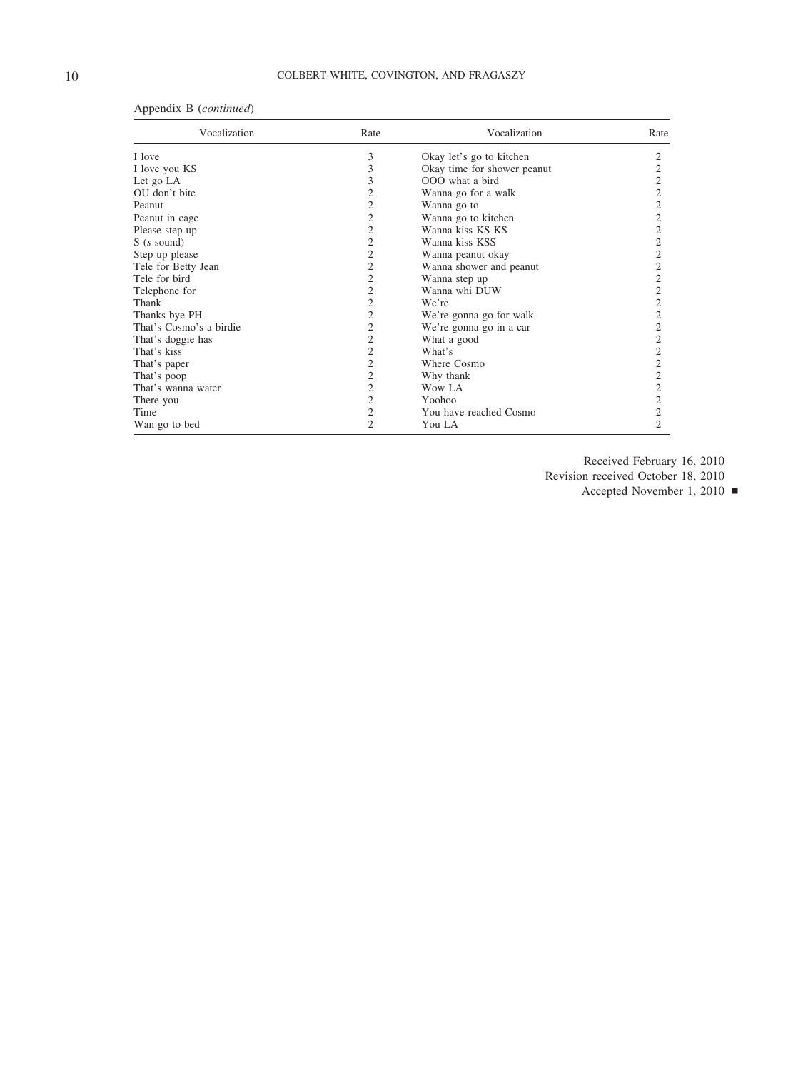Appendix B (*continued*)

| Vocalization | Rate | Vocalization | Rate |
|---|---|---|---|
| I love | 3 | Okay let's go to kitchen | 2 |
| I love you KS | 3 | Okay time for shower peanut | 2 |
| Let go LA | 3 | OOO what a bird | 2 |
| OU don't bite | 2 | Wanna go for a walk | 2 |
| Peanut | 2 | Wanna go to | 2 |
| Peanut in cage | 2 | Wanna go to kitchen | 2 |
| Please step up | 2 | Wanna kiss KS KS | 2 |
| S (*s* sound) | 2 | Wanna kiss KSS | 2 |
| Step up please | 2 | Wanna peanut okay | 2 |
| Tele for Betty Jean | 2 | Wanna shower and peanut | 2 |
| Tele for bird | 2 | Wanna step up | 2 |
| Telephone for | 2 | Wanna whi DUW | 2 |
| Thank | 2 | We're | 2 |
| Thanks bye PH | 2 | We're gonna go for walk | 2 |
| That's Cosmo's a birdie | 2 | We're gonna go in a car | 2 |
| That's doggie has | 2 | What a good | 2 |
| That's kiss | 2 | What's | 2 |
| That's paper | 2 | Where Cosmo | 2 |
| That's poop | 2 | Why thank | 2 |
| That's wanna water | 2 | Wow LA | 2 |
| There you | 2 | Yoohoo | 2 |
| Time | 2 | You have reached Cosmo | 2 |
| Wan go to bed | 2 | You LA | 2 |

Received February 16, 2010
Revision received October 18, 2010
Accepted November 1, 2010 ■